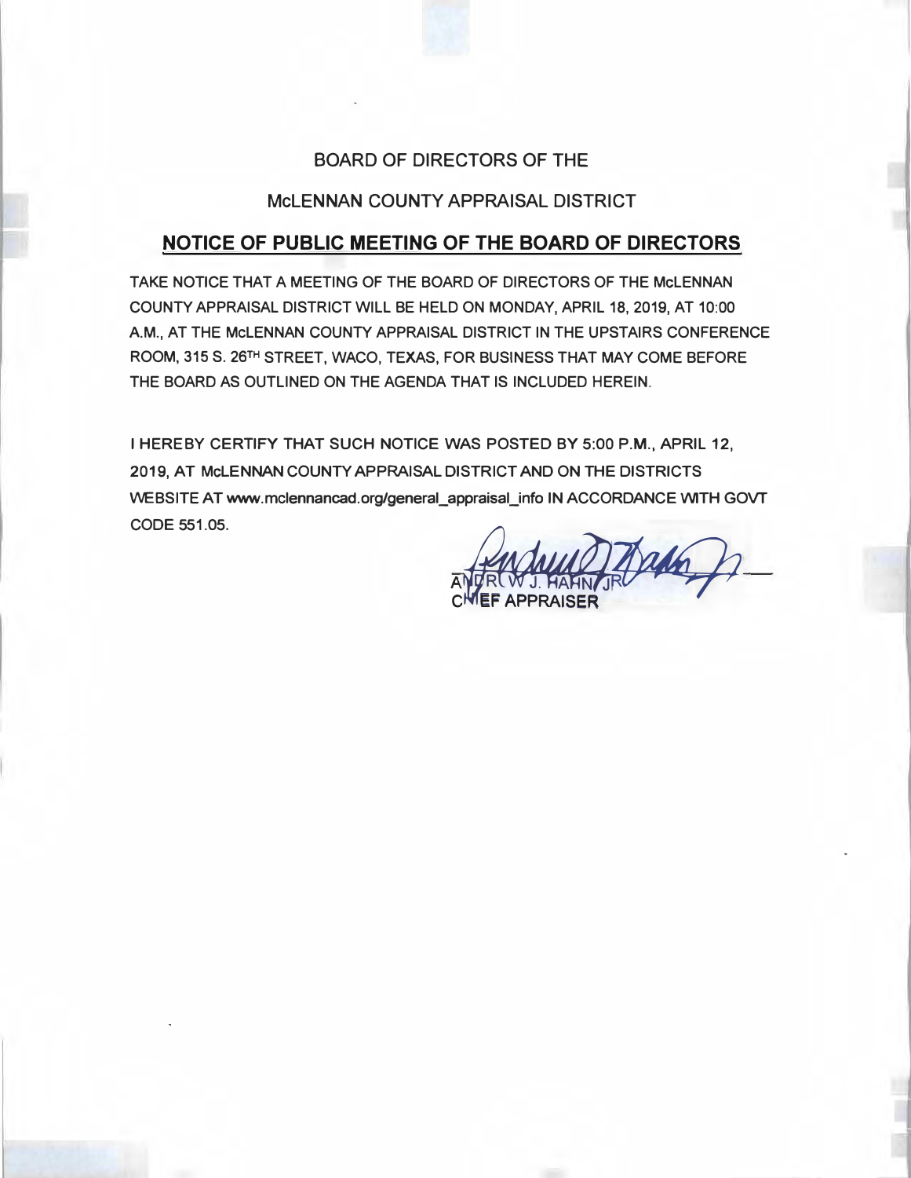BOARD OF DIRECTORS OF THE

McLENNAN COUNTY APPRAISAL DISTRICT

## NOTICE OF PUBLIC MEETING OF THE BOARD OF DIRECTORS

TAKE NOTICE THAT A MEETING OF THE BOARD OF DIRECTORS OF THE McLENNAN COUNTY APPRAISAL DISTRICT WILL BE HELD ON MONDAY, APRIL 18, 2019, AT 10:00 A.M., AT THE McLENNAN COUNTY APPRAISAL DISTRICT IN THE UPSTAIRS CONFERENCE ROOM, 315 S. 26TH STREET, WACO, TEXAS, FOR BUSINESS THAT MAY COME BEFORE THE BOARD AS OUTLINED ON THE AGENDA THAT IS INCLUDED HEREIN.

I HEREBY CERTIFY THAT SUCH NOTICE WAS POSTED BY 5:00 P.M., APRIL 12, 2019, AT McLENNAN COUNTY APPRAISAL DISTRICT AND ON THE DISTRICTS WEBSITE AT www.mclennancad.org/general_appraisal_info IN ACCORDANCE WITH GOVT CODE 551.05.

ANDREW J. HAHN, JR.
CHIEF APPRAISER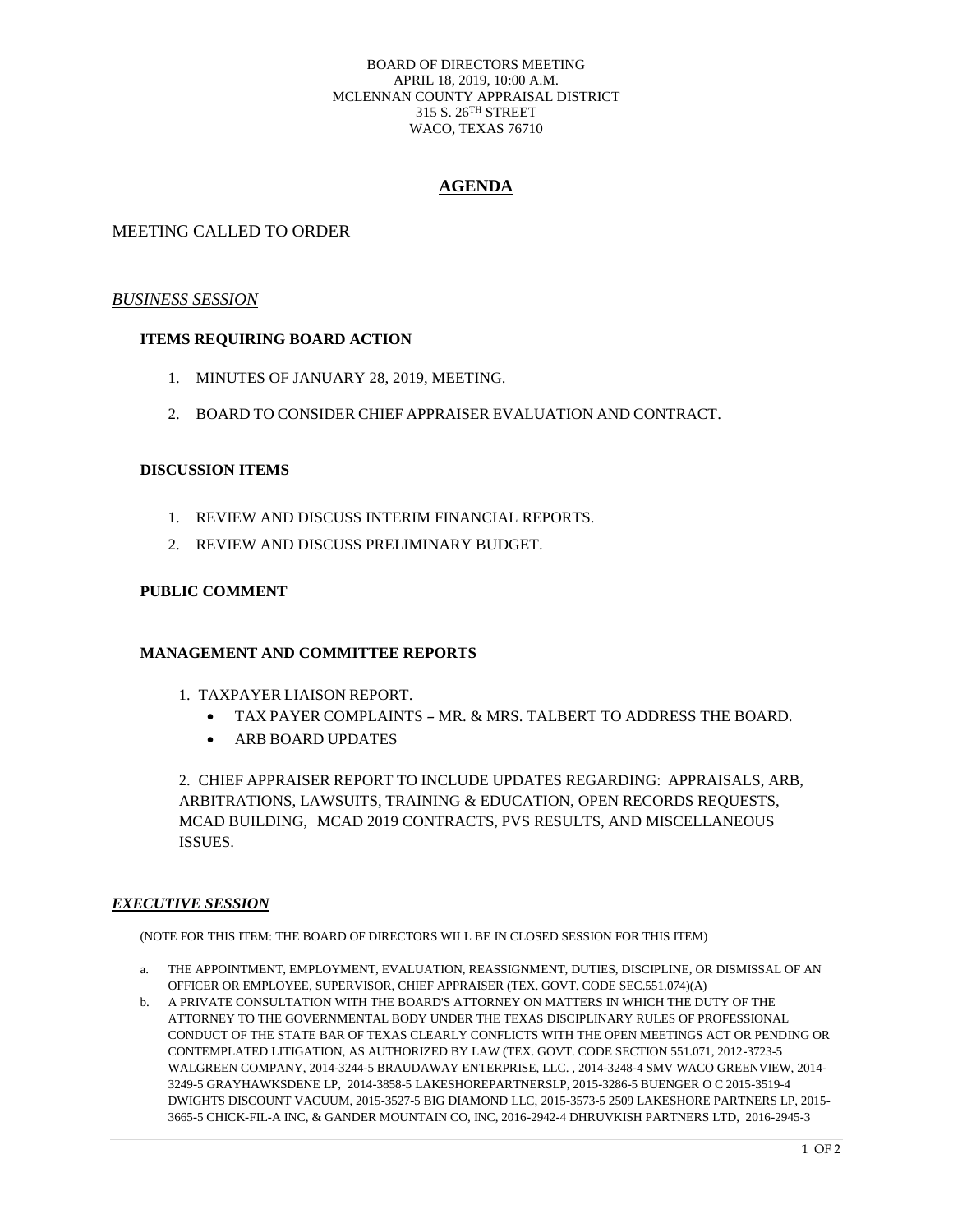BOARD OF DIRECTORS MEETING
APRIL 18, 2019, 10:00 A.M.
MCLENNAN COUNTY APPRAISAL DISTRICT
315 S. 26TH STREET
WACO, TEXAS 76710

# AGENDA

## MEETING CALLED TO ORDER

## *BUSINESS SESSION*

### ITEMS REQUIRING BOARD ACTION

1. MINUTES OF JANUARY 28, 2019, MEETING.
2. BOARD TO CONSIDER CHIEF APPRAISER EVALUATION AND CONTRACT.

### DISCUSSION ITEMS

1. REVIEW AND DISCUSS INTERIM FINANCIAL REPORTS.
2. REVIEW AND DISCUSS PRELIMINARY BUDGET.

### PUBLIC COMMENT

### MANAGEMENT AND COMMITTEE REPORTS

1. TAXPAYER LIAISON REPORT.
   - TAX PAYER COMPLAINTS – MR. & MRS. TALBERT TO ADDRESS THE BOARD.
   - ARB BOARD UPDATES

2. CHIEF APPRAISER REPORT TO INCLUDE UPDATES REGARDING: APPRAISALS, ARB, ARBITRATIONS, LAWSUITS, TRAINING & EDUCATION, OPEN RECORDS REQUESTS, MCAD BUILDING, MCAD 2019 CONTRACTS, PVS RESULTS, AND MISCELLANEOUS ISSUES.

## ***EXECUTIVE SESSION***

(NOTE FOR THIS ITEM: THE BOARD OF DIRECTORS WILL BE IN CLOSED SESSION FOR THIS ITEM)

a. THE APPOINTMENT, EMPLOYMENT, EVALUATION, REASSIGNMENT, DUTIES, DISCIPLINE, OR DISMISSAL OF AN OFFICER OR EMPLOYEE, SUPERVISOR, CHIEF APPRAISER (TEX. GOVT. CODE SEC.551.074)(A)

b. A PRIVATE CONSULTATION WITH THE BOARD'S ATTORNEY ON MATTERS IN WHICH THE DUTY OF THE ATTORNEY TO THE GOVERNMENTAL BODY UNDER THE TEXAS DISCIPLINARY RULES OF PROFESSIONAL CONDUCT OF THE STATE BAR OF TEXAS CLEARLY CONFLICTS WITH THE OPEN MEETINGS ACT OR PENDING OR CONTEMPLATED LITIGATION, AS AUTHORIZED BY LAW (TEX. GOVT. CODE SECTION 551.071, 2012-3723-5 WALGREEN COMPANY, 2014-3244-5 BRAUDAWAY ENTERPRISE, LLC. , 2014-3248-4 SMV WACO GREENVIEW, 2014-3249-5 GRAYHAWKSDENE LP, 2014-3858-5 LAKESHOREPARTNERSLP, 2015-3286-5 BUENGER O C 2015-3519-4 DWIGHTS DISCOUNT VACUUM, 2015-3527-5 BIG DIAMOND LLC, 2015-3573-5 2509 LAKESHORE PARTNERS LP, 2015-3665-5 CHICK-FIL-A INC, & GANDER MOUNTAIN CO, INC, 2016-2942-4 DHRUVKISH PARTNERS LTD, 2016-2945-3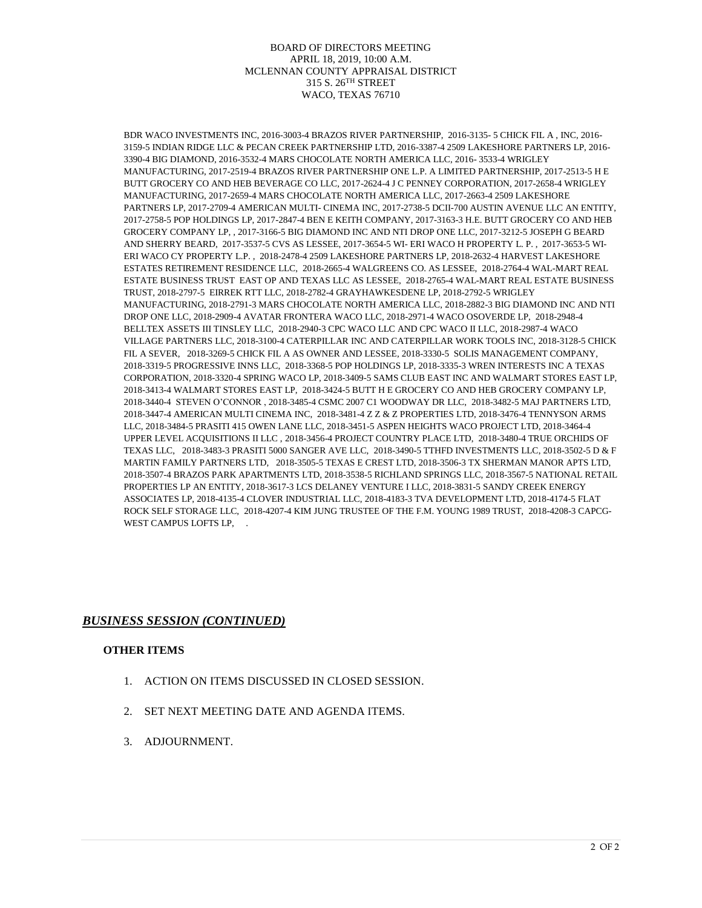BOARD OF DIRECTORS MEETING
APRIL 18, 2019, 10:00 A.M.
MCLENNAN COUNTY APPRAISAL DISTRICT
315 S. 26TH STREET
WACO, TEXAS 76710

BDR WACO INVESTMENTS INC, 2016-3003-4 BRAZOS RIVER PARTNERSHIP, 2016-3135- 5 CHICK FIL A , INC, 2016-3159-5 INDIAN RIDGE LLC & PECAN CREEK PARTNERSHIP LTD, 2016-3387-4 2509 LAKESHORE PARTNERS LP, 2016-3390-4 BIG DIAMOND, 2016-3532-4 MARS CHOCOLATE NORTH AMERICA LLC, 2016- 3533-4 WRIGLEY MANUFACTURING, 2017-2519-4 BRAZOS RIVER PARTNERSHIP ONE L.P. A LIMITED PARTNERSHIP, 2017-2513-5 H E BUTT GROCERY CO AND HEB BEVERAGE CO LLC, 2017-2624-4 J C PENNEY CORPORATION, 2017-2658-4 WRIGLEY MANUFACTURING, 2017-2659-4 MARS CHOCOLATE NORTH AMERICA LLC, 2017-2663-4 2509 LAKESHORE PARTNERS LP, 2017-2709-4 AMERICAN MULTI- CINEMA INC, 2017-2738-5 DCII-700 AUSTIN AVENUE LLC AN ENTITY, 2017-2758-5 POP HOLDINGS LP, 2017-2847-4 BEN E KEITH COMPANY, 2017-3163-3 H.E. BUTT GROCERY CO AND HEB GROCERY COMPANY LP, , 2017-3166-5 BIG DIAMOND INC AND NTI DROP ONE LLC, 2017-3212-5 JOSEPH G BEARD AND SHERRY BEARD, 2017-3537-5 CVS AS LESSEE, 2017-3654-5 WI- ERI WACO H PROPERTY L. P. , 2017-3653-5 WI-ERI WACO CY PROPERTY L.P. , 2018-2478-4 2509 LAKESHORE PARTNERS LP, 2018-2632-4 HARVEST LAKESHORE ESTATES RETIREMENT RESIDENCE LLC, 2018-2665-4 WALGREENS CO. AS LESSEE, 2018-2764-4 WAL-MART REAL ESTATE BUSINESS TRUST EAST OP AND TEXAS LLC AS LESSEE, 2018-2765-4 WAL-MART REAL ESTATE BUSINESS TRUST, 2018-2797-5 EIRREK RTT LLC, 2018-2782-4 GRAYHAWKESDENE LP, 2018-2792-5 WRIGLEY MANUFACTURING, 2018-2791-3 MARS CHOCOLATE NORTH AMERICA LLC, 2018-2882-3 BIG DIAMOND INC AND NTI DROP ONE LLC, 2018-2909-4 AVATAR FRONTERA WACO LLC, 2018-2971-4 WACO OSOVERDE LP, 2018-2948-4 BELLTEX ASSETS III TINSLEY LLC, 2018-2940-3 CPC WACO LLC AND CPC WACO II LLC, 2018-2987-4 WACO VILLAGE PARTNERS LLC, 2018-3100-4 CATERPILLAR INC AND CATERPILLAR WORK TOOLS INC, 2018-3128-5 CHICK FIL A SEVER, 2018-3269-5 CHICK FIL A AS OWNER AND LESSEE, 2018-3330-5 SOLIS MANAGEMENT COMPANY, 2018-3319-5 PROGRESSIVE INNS LLC, 2018-3368-5 POP HOLDINGS LP, 2018-3335-3 WREN INTERESTS INC A TEXAS CORPORATION, 2018-3320-4 SPRING WACO LP, 2018-3409-5 SAMS CLUB EAST INC AND WALMART STORES EAST LP, 2018-3413-4 WALMART STORES EAST LP, 2018-3424-5 BUTT H E GROCERY CO AND HEB GROCERY COMPANY LP, 2018-3440-4 STEVEN O'CONNOR , 2018-3485-4 CSMC 2007 C1 WOODWAY DR LLC, 2018-3482-5 MAJ PARTNERS LTD, 2018-3447-4 AMERICAN MULTI CINEMA INC, 2018-3481-4 Z Z & Z PROPERTIES LTD, 2018-3476-4 TENNYSON ARMS LLC, 2018-3484-5 PRASITI 415 OWEN LANE LLC, 2018-3451-5 ASPEN HEIGHTS WACO PROJECT LTD, 2018-3464-4 UPPER LEVEL ACQUISITIONS II LLC , 2018-3456-4 PROJECT COUNTRY PLACE LTD, 2018-3480-4 TRUE ORCHIDS OF TEXAS LLC, 2018-3483-3 PRASITI 5000 SANGER AVE LLC, 2018-3490-5 TTHFD INVESTMENTS LLC, 2018-3502-5 D & F MARTIN FAMILY PARTNERS LTD, 2018-3505-5 TEXAS E CREST LTD, 2018-3506-3 TX SHERMAN MANOR APTS LTD, 2018-3507-4 BRAZOS PARK APARTMENTS LTD, 2018-3538-5 RICHLAND SPRINGS LLC, 2018-3567-5 NATIONAL RETAIL PROPERTIES LP AN ENTITY, 2018-3617-3 LCS DELANEY VENTURE I LLC, 2018-3831-5 SANDY CREEK ENERGY ASSOCIATES LP, 2018-4135-4 CLOVER INDUSTRIAL LLC, 2018-4183-3 TVA DEVELOPMENT LTD, 2018-4174-5 FLAT ROCK SELF STORAGE LLC, 2018-4207-4 KIM JUNG TRUSTEE OF THE F.M. YOUNG 1989 TRUST, 2018-4208-3 CAPCG-WEST CAMPUS LOFTS LP, .

## ***BUSINESS SESSION (CONTINUED)***

### OTHER ITEMS

1. ACTION ON ITEMS DISCUSSED IN CLOSED SESSION.
2. SET NEXT MEETING DATE AND AGENDA ITEMS.
3. ADJOURNMENT.